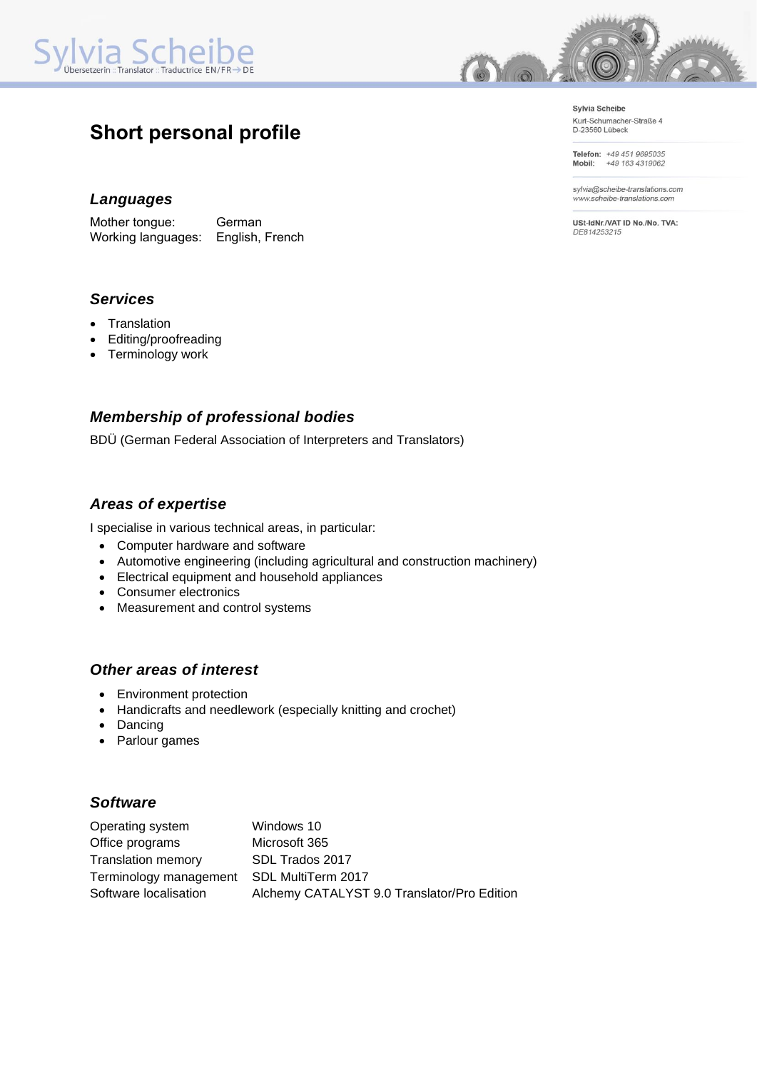Sylvia Scheibe
Übersetzerin :: Translator :: Traductrice EN / FR → DE

**Sylvia Scheibe**
Kurt-Schumacher-Straße 4
D-23560 Lübeck

**Telefon:** +49 451 9695035
**Mobil:** +49 163 4319062

sylvia@scheibe-translations.com
www.scheibe-translations.com

**USt-IdNr./VAT ID No./No. TVA:**
DE814253215

# Short personal profile

### *Languages*

| | |
|---|---|
| Mother tongue: | German |
| Working languages: | English, French |

### *Services*

- Translation
- Editing/proofreading
- Terminology work

### *Membership of professional bodies*

BDÜ (German Federal Association of Interpreters and Translators)

### *Areas of expertise*

I specialise in various technical areas, in particular:

- Computer hardware and software
- Automotive engineering (including agricultural and construction machinery)
- Electrical equipment and household appliances
- Consumer electronics
- Measurement and control systems

### *Other areas of interest*

- Environment protection
- Handicrafts and needlework (especially knitting and crochet)
- Dancing
- Parlour games

### *Software*

| | |
|---|---|
| Operating system | Windows 10 |
| Office programs | Microsoft 365 |
| Translation memory | SDL Trados 2017 |
| Terminology management | SDL MultiTerm 2017 |
| Software localisation | Alchemy CATALYST 9.0 Translator/Pro Edition |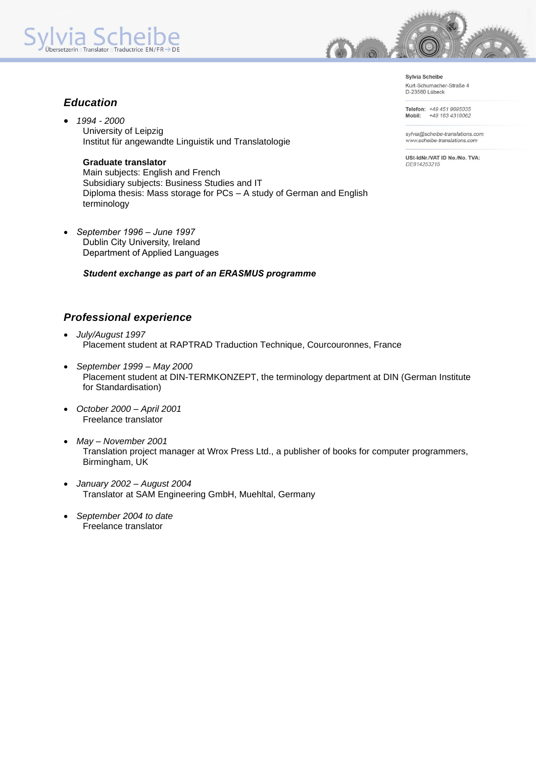Sylvia Scheibe
Übersetzerin :: Translator :: Traductrice EN/FR→DE

Sylvia Scheibe
Kurt-Schumacher-Straße 4
D-23560 Lübeck

**Telefon:** +49 451 9695035
**Mobil:** +49 163 4319062

sylvia@scheibe-translations.com
www.scheibe-translations.com

**USt-IdNr./VAT ID No./No. TVA:**
DE814253215

## *Education*

- *1994 - 2000*
  University of Leipzig
  Institut für angewandte Linguistik und Translatologie

  **Graduate translator**
  Main subjects: English and French
  Subsidiary subjects: Business Studies and IT
  Diploma thesis: Mass storage for PCs – A study of German and English terminology

- *September 1996 – June 1997*
  Dublin City University, Ireland
  Department of Applied Languages

  ***Student exchange as part of an ERASMUS programme***

## *Professional experience*

- *July/August 1997*
  Placement student at RAPTRAD Traduction Technique, Courcouronnes, France

- *September 1999 – May 2000*
  Placement student at DIN-TERMKONZEPT, the terminology department at DIN (German Institute for Standardisation)

- *October 2000 – April 2001*
  Freelance translator

- *May – November 2001*
  Translation project manager at Wrox Press Ltd., a publisher of books for computer programmers, Birmingham, UK

- *January 2002 – August 2004*
  Translator at SAM Engineering GmbH, Muehltal, Germany

- *September 2004 to date*
  Freelance translator